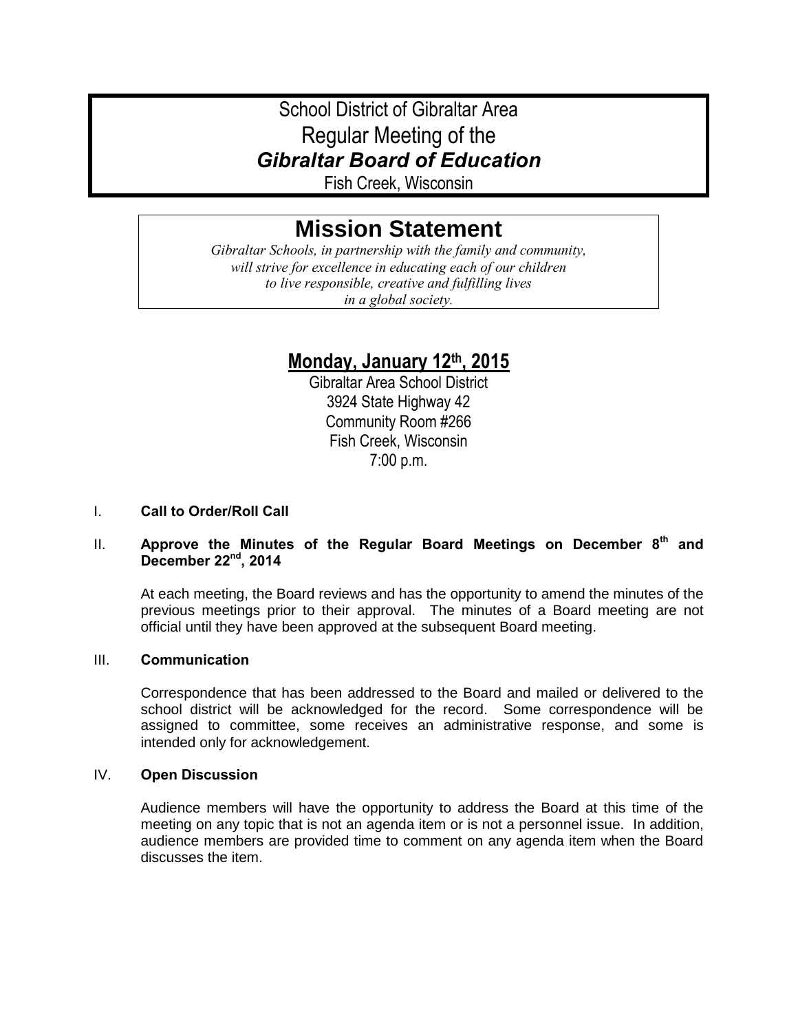# School District of Gibraltar Area
# Regular Meeting of the
# ***Gibraltar Board of Education***

Fish Creek, Wisconsin

## Mission Statement

*Gibraltar Schools, in partnership with the family and community,*
*will strive for excellence in educating each of our children*
*to live responsible, creative and fulfilling lives*
*in a global society.*

## Monday, January 12th, 2015

Gibraltar Area School District
3924 State Highway 42
Community Room #266
Fish Creek, Wisconsin
7:00 p.m.

I. **Call to Order/Roll Call**

II. **Approve the Minutes of the Regular Board Meetings on December 8th and December 22nd, 2014**

At each meeting, the Board reviews and has the opportunity to amend the minutes of the previous meetings prior to their approval. The minutes of a Board meeting are not official until they have been approved at the subsequent Board meeting.

III. **Communication**

Correspondence that has been addressed to the Board and mailed or delivered to the school district will be acknowledged for the record. Some correspondence will be assigned to committee, some receives an administrative response, and some is intended only for acknowledgement.

IV. **Open Discussion**

Audience members will have the opportunity to address the Board at this time of the meeting on any topic that is not an agenda item or is not a personnel issue. In addition, audience members are provided time to comment on any agenda item when the Board discusses the item.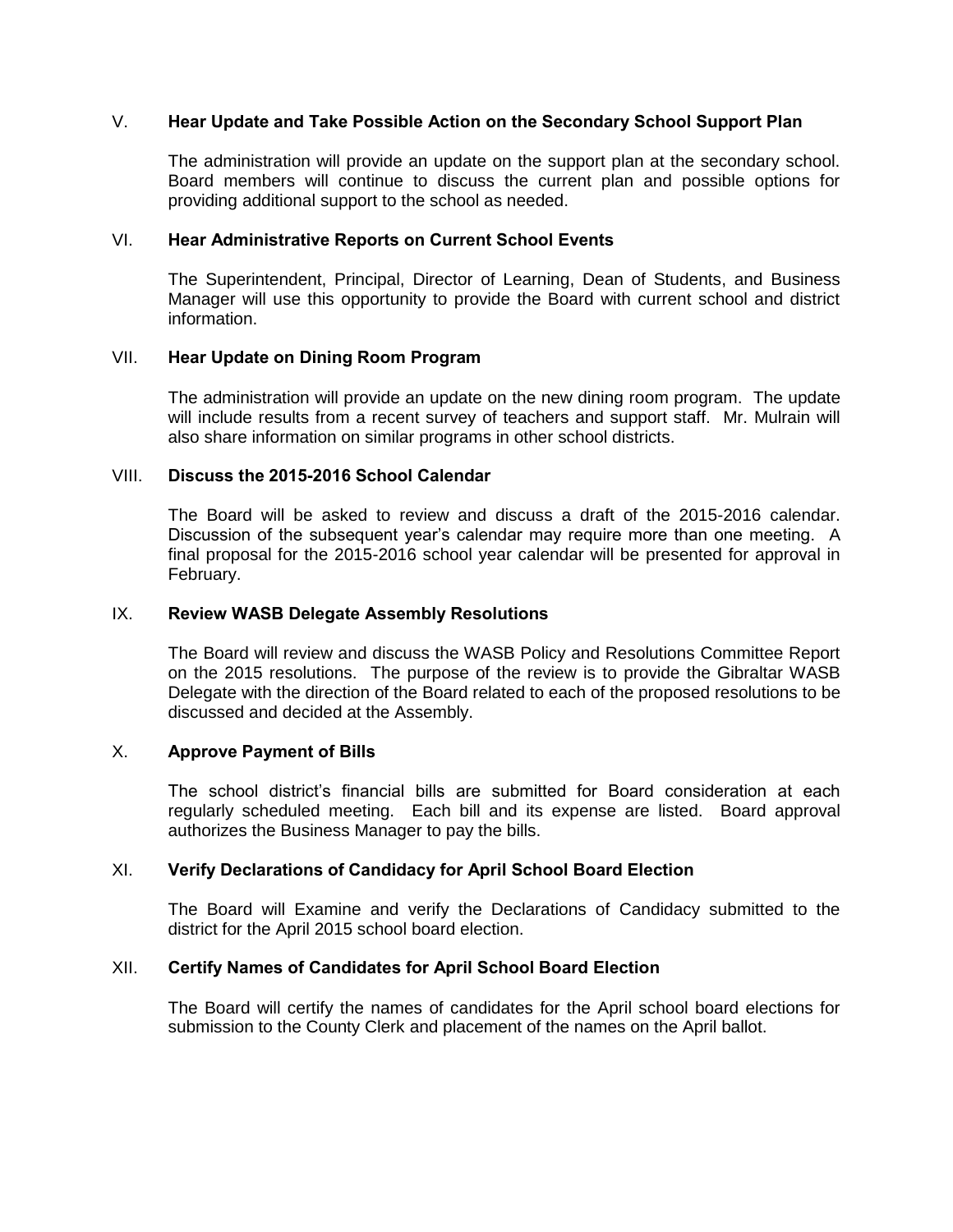## V. Hear Update and Take Possible Action on the Secondary School Support Plan

The administration will provide an update on the support plan at the secondary school. Board members will continue to discuss the current plan and possible options for providing additional support to the school as needed.

## VI. Hear Administrative Reports on Current School Events

The Superintendent, Principal, Director of Learning, Dean of Students, and Business Manager will use this opportunity to provide the Board with current school and district information.

## VII. Hear Update on Dining Room Program

The administration will provide an update on the new dining room program. The update will include results from a recent survey of teachers and support staff. Mr. Mulrain will also share information on similar programs in other school districts.

## VIII. Discuss the 2015-2016 School Calendar

The Board will be asked to review and discuss a draft of the 2015-2016 calendar. Discussion of the subsequent year's calendar may require more than one meeting. A final proposal for the 2015-2016 school year calendar will be presented for approval in February.

## IX. Review WASB Delegate Assembly Resolutions

The Board will review and discuss the WASB Policy and Resolutions Committee Report on the 2015 resolutions. The purpose of the review is to provide the Gibraltar WASB Delegate with the direction of the Board related to each of the proposed resolutions to be discussed and decided at the Assembly.

## X. Approve Payment of Bills

The school district's financial bills are submitted for Board consideration at each regularly scheduled meeting. Each bill and its expense are listed. Board approval authorizes the Business Manager to pay the bills.

## XI. Verify Declarations of Candidacy for April School Board Election

The Board will Examine and verify the Declarations of Candidacy submitted to the district for the April 2015 school board election.

## XII. Certify Names of Candidates for April School Board Election

The Board will certify the names of candidates for the April school board elections for submission to the County Clerk and placement of the names on the April ballot.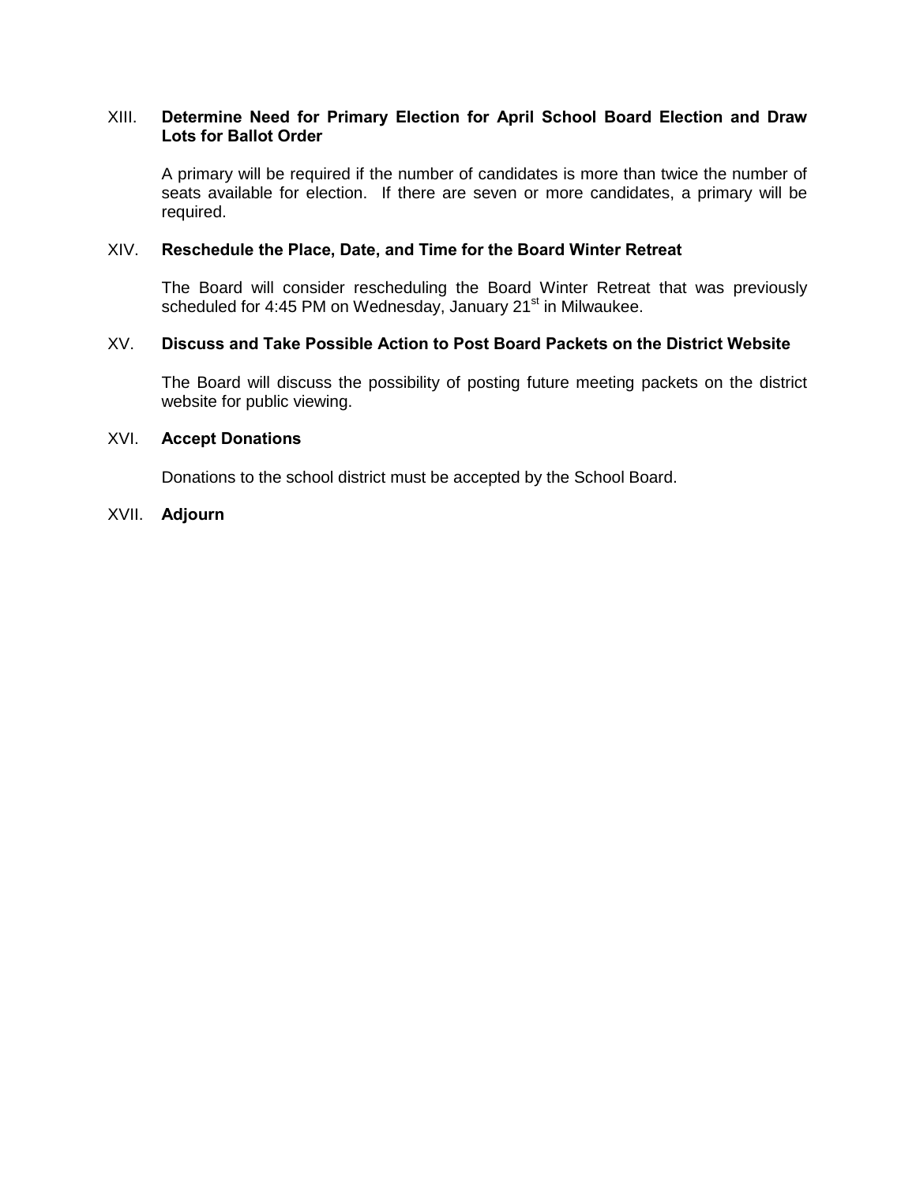XIII. **Determine Need for Primary Election for April School Board Election and Draw Lots for Ballot Order**

A primary will be required if the number of candidates is more than twice the number of seats available for election. If there are seven or more candidates, a primary will be required.

XIV. **Reschedule the Place, Date, and Time for the Board Winter Retreat**

The Board will consider rescheduling the Board Winter Retreat that was previously scheduled for 4:45 PM on Wednesday, January 21st in Milwaukee.

XV. **Discuss and Take Possible Action to Post Board Packets on the District Website**

The Board will discuss the possibility of posting future meeting packets on the district website for public viewing.

XVI. **Accept Donations**

Donations to the school district must be accepted by the School Board.

XVII. **Adjourn**